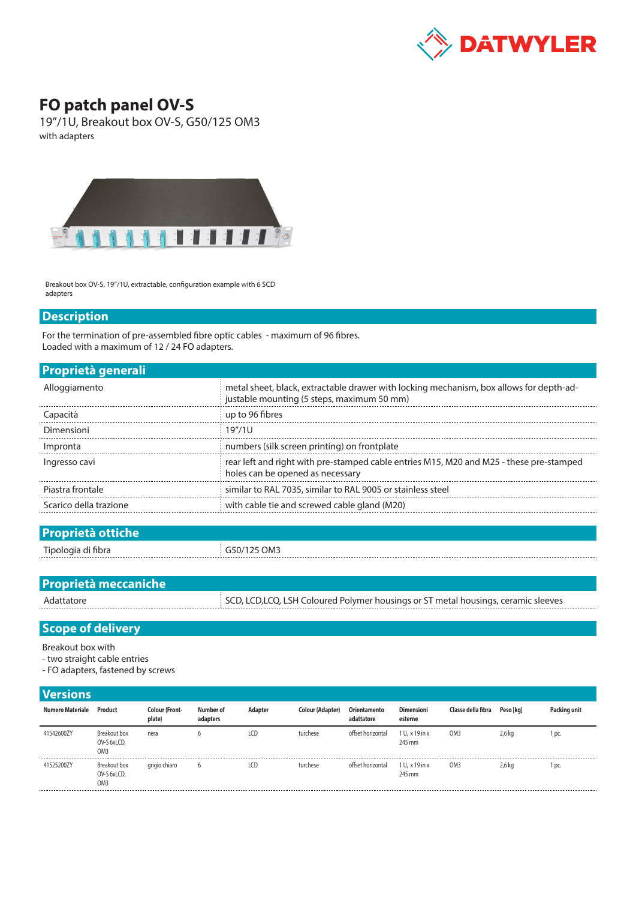# FO patch panel OV-S

19"/1U, Breakout box OV-S, G50/125 OM3

with adapters

Breakout box OV-S, 19"/1U, extractable, configuration example with 6 SCD adapters

## Description

For the termination of pre-assembled fibre optic cables - maximum of 96 fibres.
Loaded with a maximum of 12 / 24 FO adapters.

## Proprietà generali

| | |
|---|---|
| Alloggiamento | metal sheet, black, extractable drawer with locking mechanism, box allows for depth-adjustable mounting (5 steps, maximum 50 mm) |
| Capacità | up to 96 fibres |
| Dimensioni | 19"/1U |
| Impronta | numbers (silk screen printing) on frontplate |
| Ingresso cavi | rear left and right with pre-stamped cable entries M15, M20 and M25 - these pre-stamped holes can be opened as necessary |
| Piastra frontale | similar to RAL 7035, similar to RAL 9005 or stainless steel |
| Scarico della trazione | with cable tie and screwed cable gland (M20) |

## Proprietà ottiche

| | |
|---|---|
| Tipologia di fibra | G50/125 OM3 |

## Proprietà meccaniche

| | |
|---|---|
| Adattatore | SCD, LCD,LCQ, LSH Coloured Polymer housings or ST metal housings, ceramic sleeves |

## Scope of delivery

Breakout box with
- two straight cable entries
- FO adapters, fastened by screws

## Versions

| Numero Materiale | Product | Colour (Front-plate) | Number of adapters | Adapter | Colour (Adapter) | Orientamento adattatore | Dimensioni esterne | Classe della fibra | Peso [kg] | Packing unit |
|---|---|---|---|---|---|---|---|---|---|---|
| 41542600ZY | Breakout box OV-S 6xLCD, OM3 | nera | 6 | LCD | turchese | offset horizontal | 1 U, x 19 in x 245 mm | OM3 | 2,6 kg | 1 pc. |
| 41525200ZY | Breakout box OV-S 6xLCD, OM3 | grigio chiaro | 6 | LCD | turchese | offset horizontal | 1 U, x 19 in x 245 mm | OM3 | 2,6 kg | 1 pc. |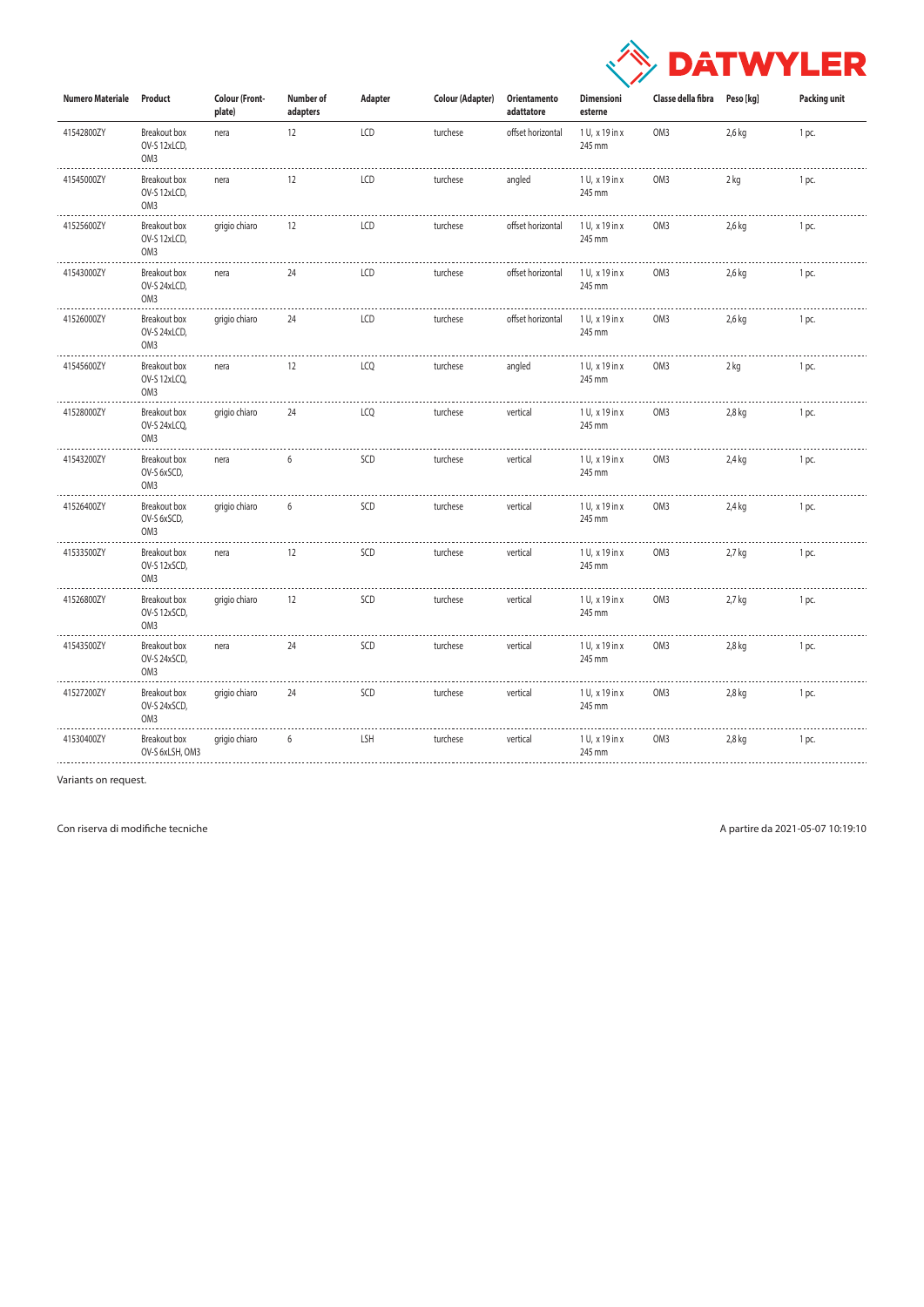| Numero Materiale | Product | Colour (Front-plate) | Number of adapters | Adapter | Colour (Adapter) | Orientamento adattatore | Dimensioni esterne | Classe della fibra | Peso [kg] | Packing unit |
|---|---|---|---|---|---|---|---|---|---|---|
| 41542800ZY | Breakout box OV-S 12xLCD, OM3 | nera | 12 | LCD | turchese | offset horizontal | 1 U, x 19 in x 245 mm | OM3 | 2,6 kg | 1 pc. |
| 41545000ZY | Breakout box OV-S 12xLCD, OM3 | nera | 12 | LCD | turchese | angled | 1 U, x 19 in x 245 mm | OM3 | 2 kg | 1 pc. |
| 41525600ZY | Breakout box OV-S 12xLCD, OM3 | grigio chiaro | 12 | LCD | turchese | offset horizontal | 1 U, x 19 in x 245 mm | OM3 | 2,6 kg | 1 pc. |
| 41543000ZY | Breakout box OV-S 24xLCD, OM3 | nera | 24 | LCD | turchese | offset horizontal | 1 U, x 19 in x 245 mm | OM3 | 2,6 kg | 1 pc. |
| 41526000ZY | Breakout box OV-S 24xLCD, OM3 | grigio chiaro | 24 | LCD | turchese | offset horizontal | 1 U, x 19 in x 245 mm | OM3 | 2,6 kg | 1 pc. |
| 41545600ZY | Breakout box OV-S 12xLCQ, OM3 | nera | 12 | LCQ | turchese | angled | 1 U, x 19 in x 245 mm | OM3 | 2 kg | 1 pc. |
| 41528000ZY | Breakout box OV-S 24xLCQ, OM3 | grigio chiaro | 24 | LCQ | turchese | vertical | 1 U, x 19 in x 245 mm | OM3 | 2,8 kg | 1 pc. |
| 41543200ZY | Breakout box OV-S 6xSCD, OM3 | nera | 6 | SCD | turchese | vertical | 1 U, x 19 in x 245 mm | OM3 | 2,4 kg | 1 pc. |
| 41526400ZY | Breakout box OV-S 6xSCD, OM3 | grigio chiaro | 6 | SCD | turchese | vertical | 1 U, x 19 in x 245 mm | OM3 | 2,4 kg | 1 pc. |
| 41533500ZY | Breakout box OV-S 12xSCD, OM3 | nera | 12 | SCD | turchese | vertical | 1 U, x 19 in x 245 mm | OM3 | 2,7 kg | 1 pc. |
| 41526800ZY | Breakout box OV-S 12xSCD, OM3 | grigio chiaro | 12 | SCD | turchese | vertical | 1 U, x 19 in x 245 mm | OM3 | 2,7 kg | 1 pc. |
| 41543500ZY | Breakout box OV-S 24xSCD, OM3 | nera | 24 | SCD | turchese | vertical | 1 U, x 19 in x 245 mm | OM3 | 2,8 kg | 1 pc. |
| 41527200ZY | Breakout box OV-S 24xSCD, OM3 | grigio chiaro | 24 | SCD | turchese | vertical | 1 U, x 19 in x 245 mm | OM3 | 2,8 kg | 1 pc. |
| 41530400ZY | Breakout box OV-S 6xLSH, OM3 | grigio chiaro | 6 | LSH | turchese | vertical | 1 U, x 19 in x 245 mm | OM3 | 2,8 kg | 1 pc. |

Variants on request.

Con riserva di modifiche tecniche

A partire da 2021-05-07 10:19:10